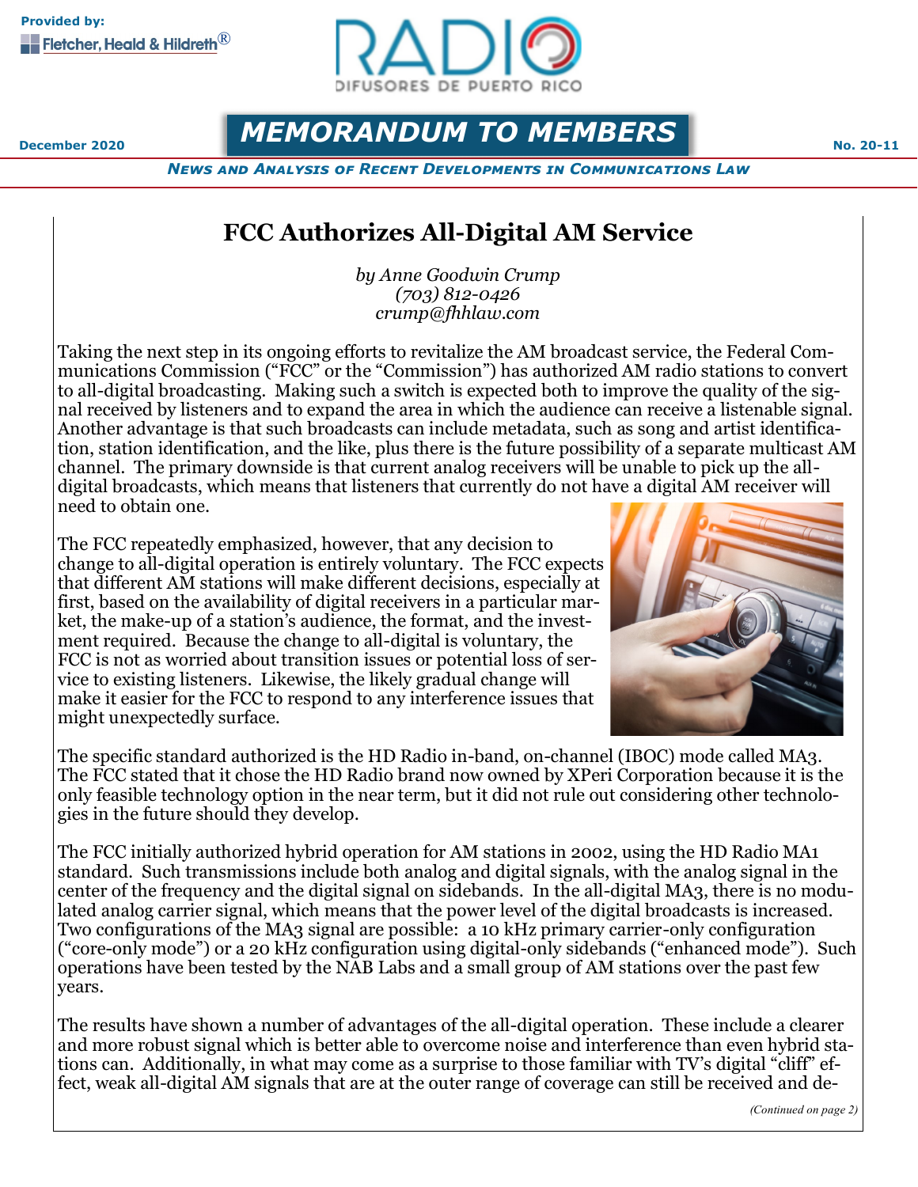Provided by: Fletcher, Heald & Hildreth®

RADIO DIFUSORES DE PUERTO RICO

December 2020 **MEMORANDUM TO MEMBERS** No. 20-11

*News and Analysis of Recent Developments in Communications Law*

# FCC Authorizes All-Digital AM Service

*by Anne Goodwin Crump*
*(703) 812-0426*
*crump@fhhlaw.com*

Taking the next step in its ongoing efforts to revitalize the AM broadcast service, the Federal Communications Commission ("FCC" or the "Commission") has authorized AM radio stations to convert to all-digital broadcasting. Making such a switch is expected both to improve the quality of the signal received by listeners and to expand the area in which the audience can receive a listenable signal. Another advantage is that such broadcasts can include metadata, such as song and artist identification, station identification, and the like, plus there is the future possibility of a separate multicast AM channel. The primary downside is that current analog receivers will be unable to pick up the all-digital broadcasts, which means that listeners that currently do not have a digital AM receiver will need to obtain one.

The FCC repeatedly emphasized, however, that any decision to change to all-digital operation is entirely voluntary. The FCC expects that different AM stations will make different decisions, especially at first, based on the availability of digital receivers in a particular market, the make-up of a station's audience, the format, and the investment required. Because the change to all-digital is voluntary, the FCC is not as worried about transition issues or potential loss of service to existing listeners. Likewise, the likely gradual change will make it easier for the FCC to respond to any interference issues that might unexpectedly surface.

The specific standard authorized is the HD Radio in-band, on-channel (IBOC) mode called MA3. The FCC stated that it chose the HD Radio brand now owned by XPeri Corporation because it is the only feasible technology option in the near term, but it did not rule out considering other technologies in the future should they develop.

The FCC initially authorized hybrid operation for AM stations in 2002, using the HD Radio MA1 standard. Such transmissions include both analog and digital signals, with the analog signal in the center of the frequency and the digital signal on sidebands. In the all-digital MA3, there is no modulated analog carrier signal, which means that the power level of the digital broadcasts is increased. Two configurations of the MA3 signal are possible: a 10 kHz primary carrier-only configuration ("core-only mode") or a 20 kHz configuration using digital-only sidebands ("enhanced mode"). Such operations have been tested by the NAB Labs and a small group of AM stations over the past few years.

The results have shown a number of advantages of the all-digital operation. These include a clearer and more robust signal which is better able to overcome noise and interference than even hybrid stations can. Additionally, in what may come as a surprise to those familiar with TV's digital "cliff" effect, weak all-digital AM signals that are at the outer range of coverage can still be received and de-

*(Continued on page 2)*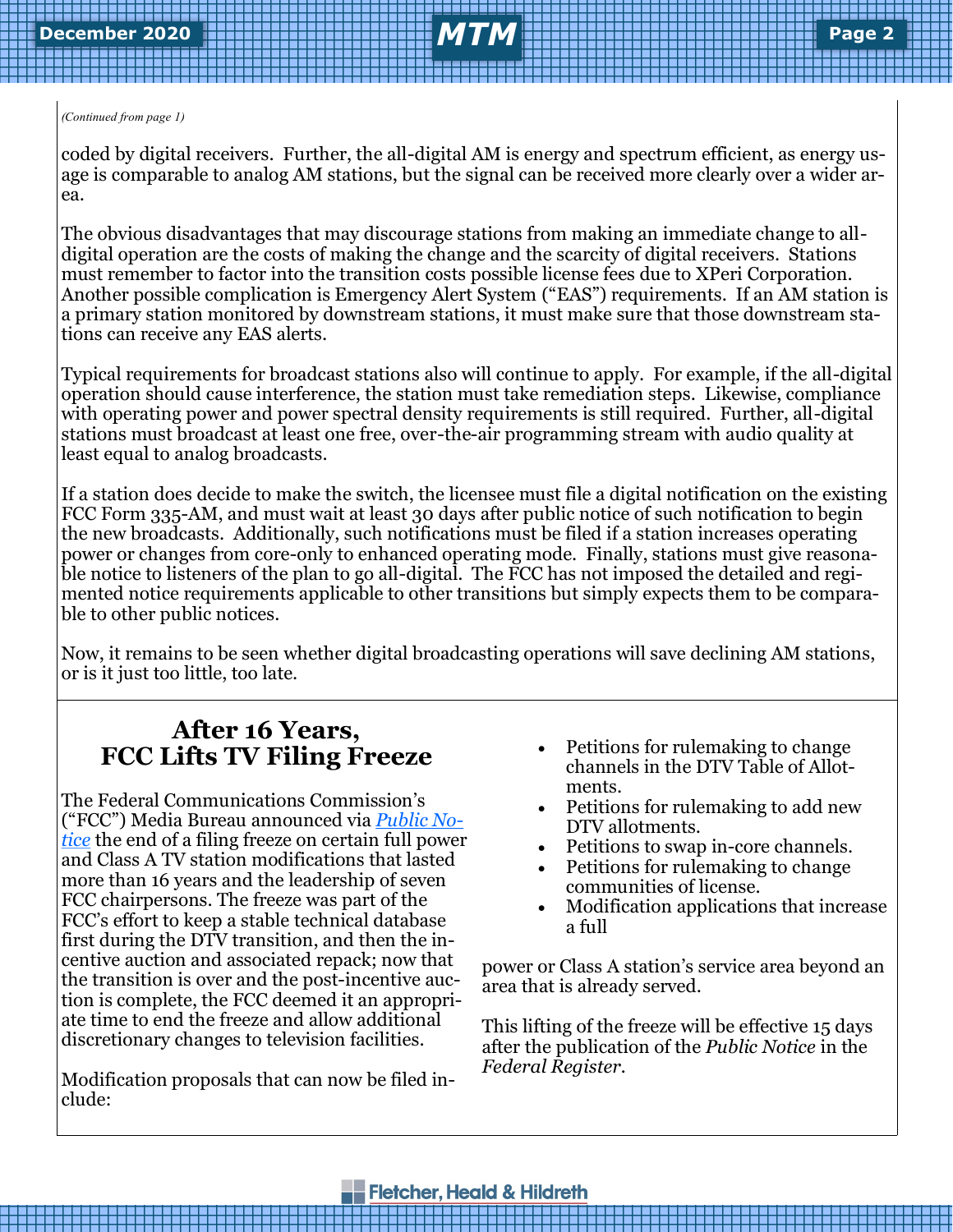*(Continued from page 1)*

coded by digital receivers. Further, the all-digital AM is energy and spectrum efficient, as energy usage is comparable to analog AM stations, but the signal can be received more clearly over a wider area.

The obvious disadvantages that may discourage stations from making an immediate change to all-digital operation are the costs of making the change and the scarcity of digital receivers. Stations must remember to factor into the transition costs possible license fees due to XPeri Corporation. Another possible complication is Emergency Alert System ("EAS") requirements. If an AM station is a primary station monitored by downstream stations, it must make sure that those downstream stations can receive any EAS alerts.

Typical requirements for broadcast stations also will continue to apply. For example, if the all-digital operation should cause interference, the station must take remediation steps. Likewise, compliance with operating power and power spectral density requirements is still required. Further, all-digital stations must broadcast at least one free, over-the-air programming stream with audio quality at least equal to analog broadcasts.

If a station does decide to make the switch, the licensee must file a digital notification on the existing FCC Form 335-AM, and must wait at least 30 days after public notice of such notification to begin the new broadcasts. Additionally, such notifications must be filed if a station increases operating power or changes from core-only to enhanced operating mode. Finally, stations must give reasonable notice to listeners of the plan to go all-digital. The FCC has not imposed the detailed and regimented notice requirements applicable to other transitions but simply expects them to be comparable to other public notices.

Now, it remains to be seen whether digital broadcasting operations will save declining AM stations, or is it just too little, too late.

## After 16 Years, FCC Lifts TV Filing Freeze

The Federal Communications Commission's ("FCC") Media Bureau announced via *Public Notice* the end of a filing freeze on certain full power and Class A TV station modifications that lasted more than 16 years and the leadership of seven FCC chairpersons. The freeze was part of the FCC's effort to keep a stable technical database first during the DTV transition, and then the incentive auction and associated repack; now that the transition is over and the post-incentive auction is complete, the FCC deemed it an appropriate time to end the freeze and allow additional discretionary changes to television facilities.

Modification proposals that can now be filed include:

- Petitions for rulemaking to change channels in the DTV Table of Allotments.
- Petitions for rulemaking to add new DTV allotments.
- Petitions to swap in-core channels.
- Petitions for rulemaking to change communities of license.
- Modification applications that increase a full power or Class A station's service area beyond an area that is already served.

This lifting of the freeze will be effective 15 days after the publication of the *Public Notice* in the *Federal Register*.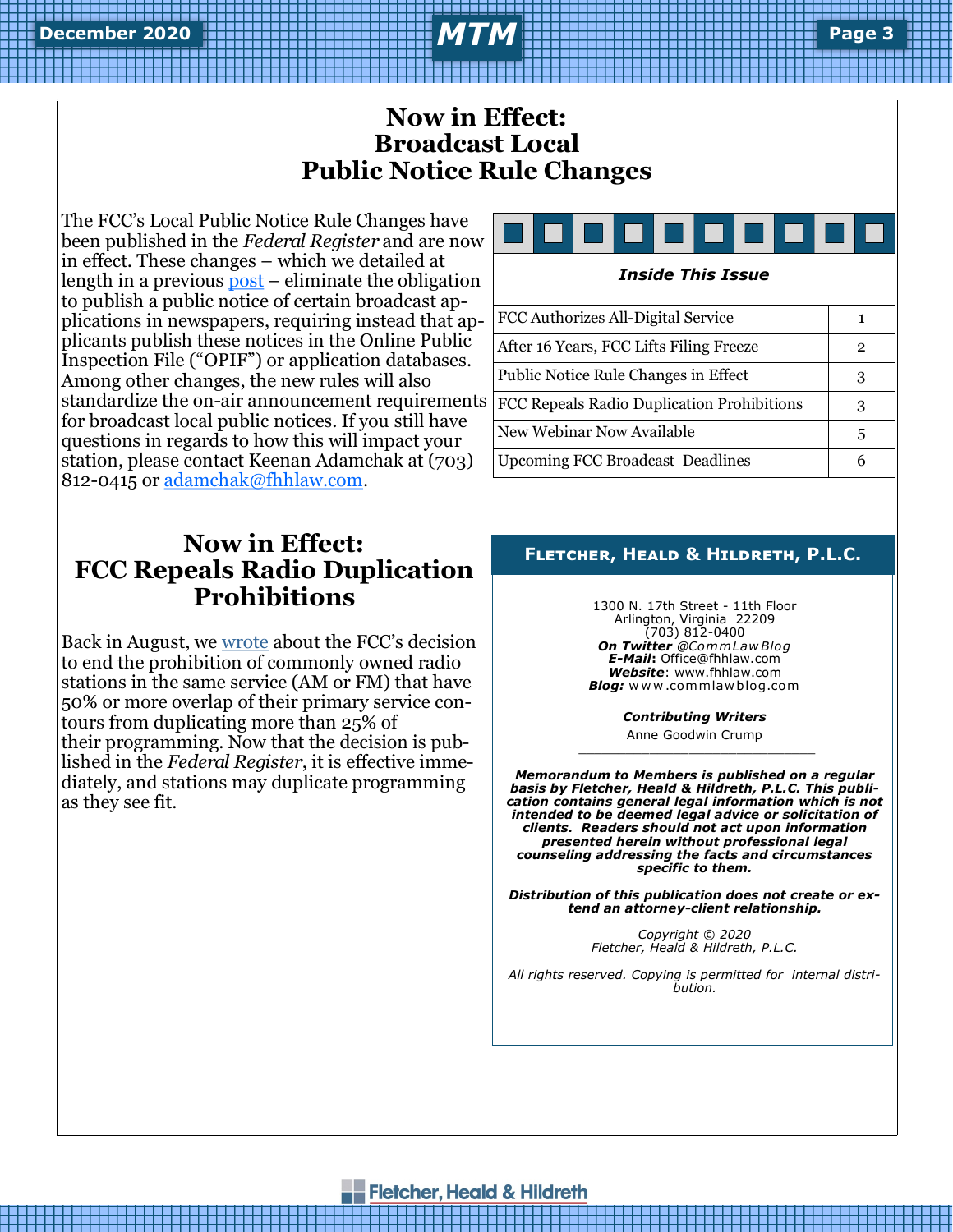# Now in Effect: Broadcast Local Public Notice Rule Changes

The FCC's Local Public Notice Rule Changes have been published in the *Federal Register* and are now in effect. These changes – which we detailed at length in a previous post – eliminate the obligation to publish a public notice of certain broadcast applications in newspapers, requiring instead that applicants publish these notices in the Online Public Inspection File ("OPIF") or application databases. Among other changes, the new rules will also standardize the on-air announcement requirements for broadcast local public notices. If you still have questions in regards to how this will impact your station, please contact Keenan Adamchak at (703) 812-0415 or adamchak@fhhlaw.com.

***Inside This Issue***

| | |
|---|---|
| FCC Authorizes All-Digital Service | 1 |
| After 16 Years, FCC Lifts Filing Freeze | 2 |
| Public Notice Rule Changes in Effect | 3 |
| FCC Repeals Radio Duplication Prohibitions | 3 |
| New Webinar Now Available | 5 |
| Upcoming FCC Broadcast Deadlines | 6 |

# Now in Effect: FCC Repeals Radio Duplication Prohibitions

Back in August, we wrote about the FCC's decision to end the prohibition of commonly owned radio stations in the same service (AM or FM) that have 50% or more overlap of their primary service contours from duplicating more than 25% of their programming. Now that the decision is published in the *Federal Register*, it is effective immediately, and stations may duplicate programming as they see fit.

**FLETCHER, HEALD & HILDRETH, P.L.C.**

1300 N. 17th Street - 11th Floor
Arlington, Virginia 22209
(703) 812-0400
***On Twitter*** *@CommLawBlog*
***E-Mail:*** Office@fhhlaw.com
***Website***: www.fhhlaw.com
***Blog:*** www.commlawblog.com

***Contributing Writers***
Anne Goodwin Crump

***Memorandum to Members is published on a regular basis by Fletcher, Heald & Hildreth, P.L.C. This publication contains general legal information which is not intended to be deemed legal advice or solicitation of clients. Readers should not act upon information presented herein without professional legal counseling addressing the facts and circumstances specific to them.***

***Distribution of this publication does not create or extend an attorney-client relationship.***

*Copyright © 2020*
*Fletcher, Heald & Hildreth, P.L.C.*

*All rights reserved. Copying is permitted for internal distribution.*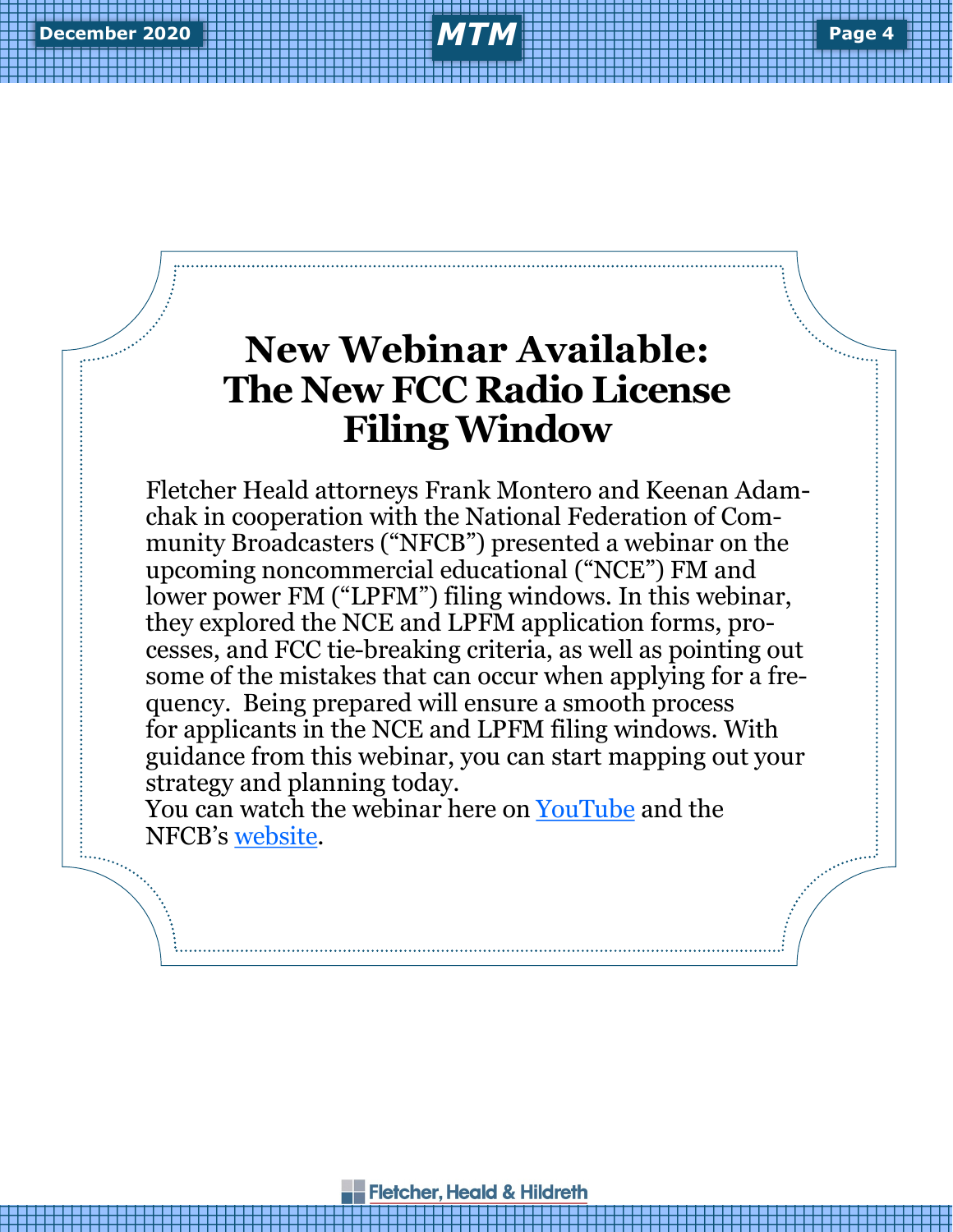# New Webinar Available: The New FCC Radio License Filing Window

Fletcher Heald attorneys Frank Montero and Keenan Adamchak in cooperation with the National Federation of Community Broadcasters ("NFCB") presented a webinar on the upcoming noncommercial educational ("NCE") FM and lower power FM ("LPFM") filing windows. In this webinar, they explored the NCE and LPFM application forms, processes, and FCC tie-breaking criteria, as well as pointing out some of the mistakes that can occur when applying for a frequency. Being prepared will ensure a smooth process for applicants in the NCE and LPFM filing windows. With guidance from this webinar, you can start mapping out your strategy and planning today.

You can watch the webinar here on YouTube and the NFCB's website.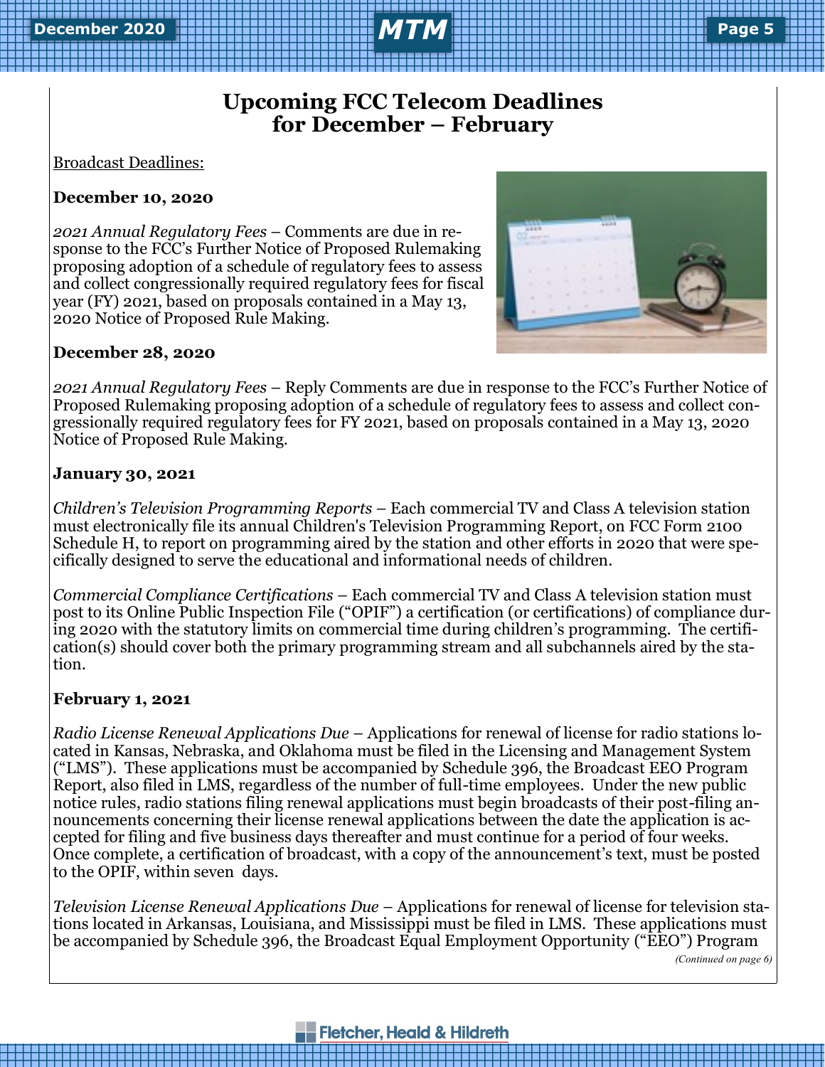# Upcoming FCC Telecom Deadlines for December – February

Broadcast Deadlines:

**December 10, 2020**

*2021 Annual Regulatory Fees* – Comments are due in response to the FCC's Further Notice of Proposed Rulemaking proposing adoption of a schedule of regulatory fees to assess and collect congressionally required regulatory fees for fiscal year (FY) 2021, based on proposals contained in a May 13, 2020 Notice of Proposed Rule Making.

**December 28, 2020**

*2021 Annual Regulatory Fees* – Reply Comments are due in response to the FCC's Further Notice of Proposed Rulemaking proposing adoption of a schedule of regulatory fees to assess and collect congressionally required regulatory fees for FY 2021, based on proposals contained in a May 13, 2020 Notice of Proposed Rule Making.

**January 30, 2021**

*Children's Television Programming Reports* – Each commercial TV and Class A television station must electronically file its annual Children's Television Programming Report, on FCC Form 2100 Schedule H, to report on programming aired by the station and other efforts in 2020 that were specifically designed to serve the educational and informational needs of children.

*Commercial Compliance Certifications* – Each commercial TV and Class A television station must post to its Online Public Inspection File ("OPIF") a certification (or certifications) of compliance during 2020 with the statutory limits on commercial time during children's programming. The certification(s) should cover both the primary programming stream and all subchannels aired by the station.

**February 1, 2021**

*Radio License Renewal Applications Due* – Applications for renewal of license for radio stations located in Kansas, Nebraska, and Oklahoma must be filed in the Licensing and Management System ("LMS"). These applications must be accompanied by Schedule 396, the Broadcast EEO Program Report, also filed in LMS, regardless of the number of full-time employees. Under the new public notice rules, radio stations filing renewal applications must begin broadcasts of their post-filing announcements concerning their license renewal applications between the date the application is accepted for filing and five business days thereafter and must continue for a period of four weeks. Once complete, a certification of broadcast, with a copy of the announcement's text, must be posted to the OPIF, within seven days.

*Television License Renewal Applications Due* – Applications for renewal of license for television stations located in Arkansas, Louisiana, and Mississippi must be filed in LMS. These applications must be accompanied by Schedule 396, the Broadcast Equal Employment Opportunity ("EEO") Program

*(Continued on page 6)*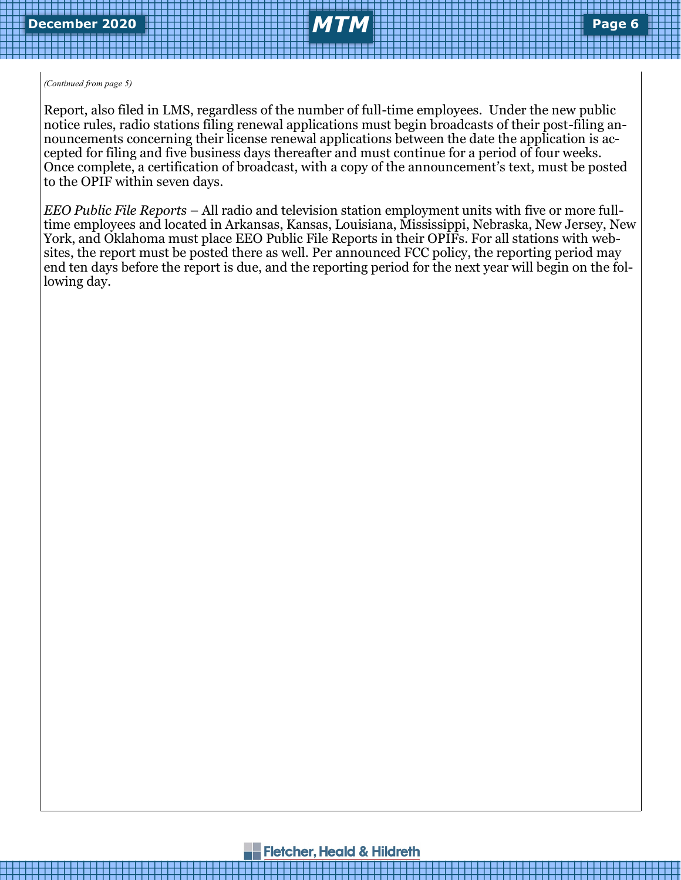*(Continued from page 5)*

Report, also filed in LMS, regardless of the number of full-time employees. Under the new public notice rules, radio stations filing renewal applications must begin broadcasts of their post-filing announcements concerning their license renewal applications between the date the application is accepted for filing and five business days thereafter and must continue for a period of four weeks. Once complete, a certification of broadcast, with a copy of the announcement's text, must be posted to the OPIF within seven days.

*EEO Public File Reports* – All radio and television station employment units with five or more full-time employees and located in Arkansas, Kansas, Louisiana, Mississippi, Nebraska, New Jersey, New York, and Oklahoma must place EEO Public File Reports in their OPIFs. For all stations with websites, the report must be posted there as well. Per announced FCC policy, the reporting period may end ten days before the report is due, and the reporting period for the next year will begin on the following day.